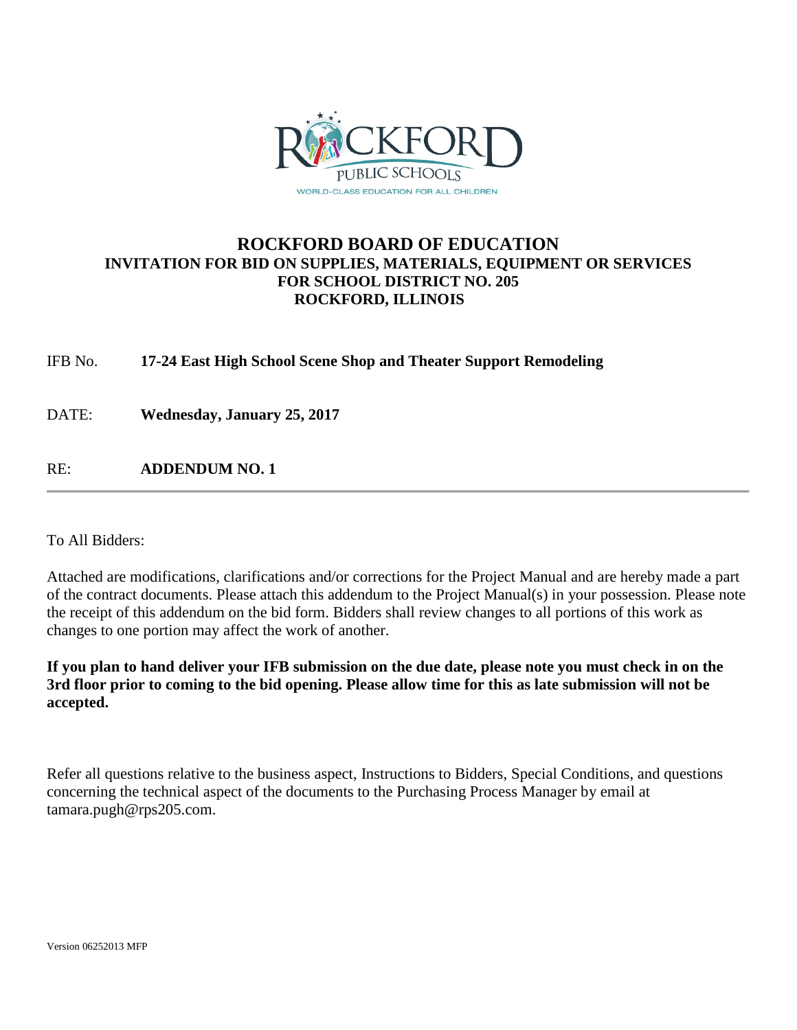# ROCKFORD BOARD OF EDUCATION

## INVITATION FOR BID ON SUPPLIES, MATERIALS, EQUIPMENT OR SERVICES FOR SCHOOL DISTRICT NO. 205 ROCKFORD, ILLINOIS

IFB No. **17-24 East High School Scene Shop and Theater Support Remodeling**

DATE: **Wednesday, January 25, 2017**

RE: **ADDENDUM NO. 1**

---

To All Bidders:

Attached are modifications, clarifications and/or corrections for the Project Manual and are hereby made a part of the contract documents. Please attach this addendum to the Project Manual(s) in your possession. Please note the receipt of this addendum on the bid form. Bidders shall review changes to all portions of this work as changes to one portion may affect the work of another.

**If you plan to hand deliver your IFB submission on the due date, please note you must check in on the 3rd floor prior to coming to the bid opening. Please allow time for this as late submission will not be accepted.**

Refer all questions relative to the business aspect, Instructions to Bidders, Special Conditions, and questions concerning the technical aspect of the documents to the Purchasing Process Manager by email at tamara.pugh@rps205.com.

Version 06252013 MFP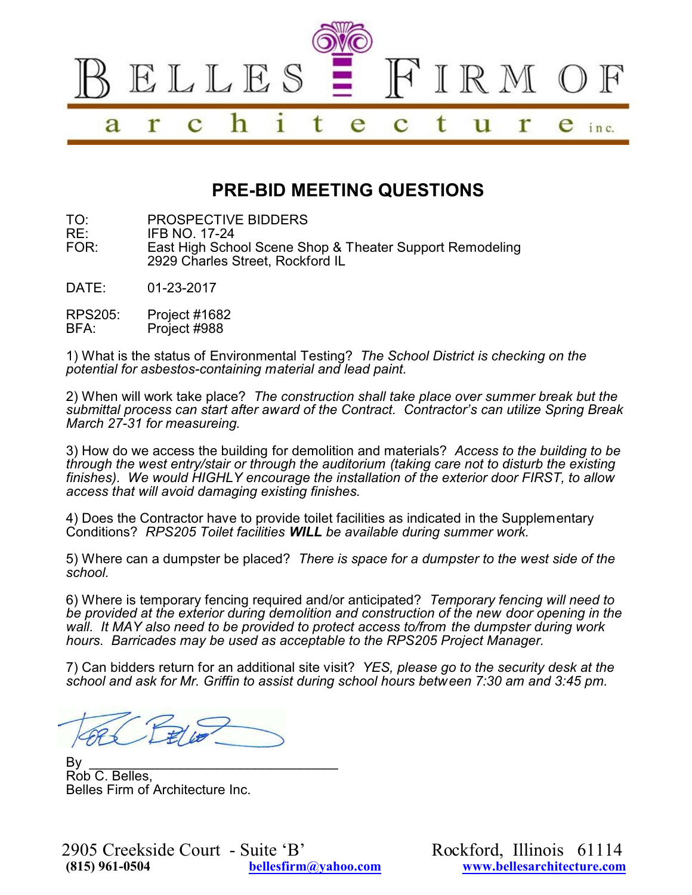# BELLES FIRM OF architecture inc.

## PRE-BID MEETING QUESTIONS

TO: PROSPECTIVE BIDDERS
RE: IFB NO. 17-24
FOR: East High School Scene Shop & Theater Support Remodeling
2929 Charles Street, Rockford IL

DATE: 01-23-2017

RPS205: Project #1682
BFA: Project #988

1) What is the status of Environmental Testing? *The School District is checking on the potential for asbestos-containing material and lead paint.*

2) When will work take place? *The construction shall take place over summer break but the submittal process can start after award of the Contract. Contractor's can utilize Spring Break March 27-31 for measureing.*

3) How do we access the building for demolition and materials? *Access to the building to be through the west entry/stair or through the auditorium (taking care not to disturb the existing finishes). We would HIGHLY encourage the installation of the exterior door FIRST, to allow access that will avoid damaging existing finishes.*

4) Does the Contractor have to provide toilet facilities as indicated in the Supplementary Conditions? *RPS205 Toilet facilities* ***WILL*** *be available during summer work.*

5) Where can a dumpster be placed? *There is space for a dumpster to the west side of the school.*

6) Where is temporary fencing required and/or anticipated? *Temporary fencing will need to be provided at the exterior during demolition and construction of the new door opening in the wall. It MAY also need to be provided to protect access to/from the dumpster during work hours. Barricades may be used as acceptable to the RPS205 Project Manager.*

7) Can bidders return for an additional site visit? *YES, please go to the security desk at the school and ask for Mr. Griffin to assist during school hours between 7:30 am and 3:45 pm.*

By ________________________________
Rob C. Belles,
Belles Firm of Architecture Inc.

2905 Creekside Court - Suite 'B' Rockford, Illinois 61114
(815) 961-0504 bellesfirm@yahoo.com www.bellesarchitecture.com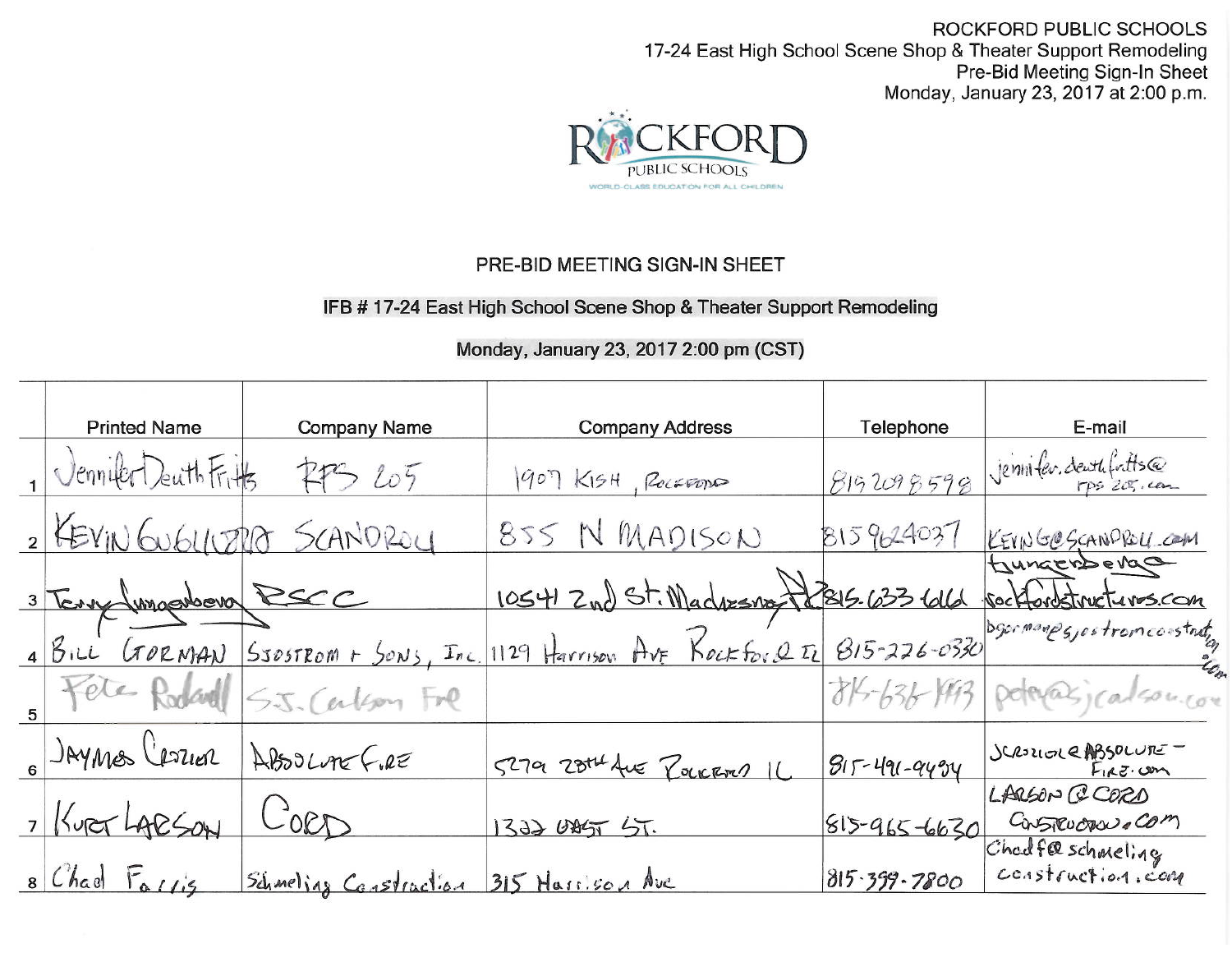ROCKFORD PUBLIC SCHOOLS
17-24 East High School Scene Shop & Theater Support Remodeling
Pre-Bid Meeting Sign-In Sheet
Monday, January 23, 2017 at 2:00 p.m.

ROCKFORD PUBLIC SCHOOLS
WORLD-CLASS EDUCATION FOR ALL CHILDREN

## PRE-BID MEETING SIGN-IN SHEET

### IFB # 17-24 East High School Scene Shop & Theater Support Remodeling

Monday, January 23, 2017 2:00 pm (CST)

| | Printed Name | Company Name | Company Address | Telephone | E-mail |
|---|---|---|---|---|---|
| 1 | Jennifer Deuth Fritts | RPS 205 | 1907 KISH, ROCKFORD | 815 209 8598 | jennifer.deuth.fritts@rps205.com |
| 2 | KEVIN GUGLIERRO | SCANDROLI | 855 N MADISON | 815 9624037 | KEVING@SCANDROLI.COM |
| 3 | Terry Lungenberg | RSCC | 1054 1 2nd St. Madison, IL | 815-633-6166 | tlungenberg@rockfordstructures.com |
| 4 | BILL GORMAN | SJOSTROM + SONS, Inc. | 1129 Harrison Ave Rockford IL | 815-226-0330 | bgorman@sjostromconstruction.com |
| 5 | Pete Rodahl | S.J. Carlson Fire | | 815-636-1993 | petey@sjcarlson.com |
| 6 | JAYMES CROZIER | ABSOLUTE FIRE | 5279 28TH AVE ROCKFORD IL | 815-491-9494 | JCROZIER@ABSOLUTE-FIRE.com |
| 7 | KURT LARSON | CORD | 1322 EAST ST. | 815-965-6630 | LARSON@CORDCONSTRUCTION.COM |
| 8 | Chad Farris | Schmeling Construction | 315 Harrison Ave | 815-399-7800 | ChadF@schmelingconstruction.com |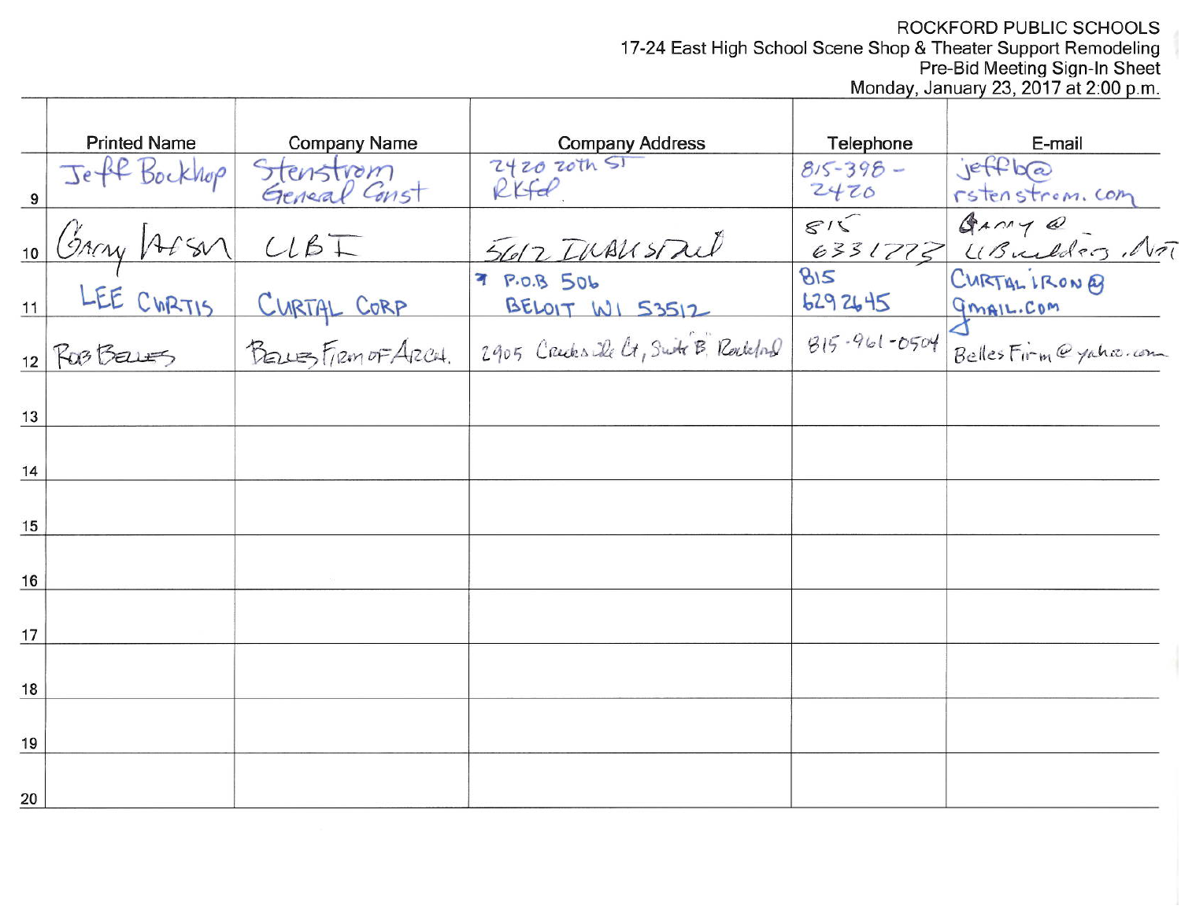ROCKFORD PUBLIC SCHOOLS
17-24 East High School Scene Shop & Theater Support Remodeling
Pre-Bid Meeting Sign-In Sheet
Monday, January 23, 2017 at 2:00 p.m.

| | Printed Name | Company Name | Company Address | Telephone | E-mail |
|---|---|---|---|---|---|
| 9 | Jeff Bockhop | Stenstrom General Const | 2420 20th St Rkfd | 815-398-2420 | jeffb@rstenstrom.com |
| 10 | Garry Arson | CLBI | 5612 Industrial | 815 6331773 | Garry@ UBuilders.Net |
| 11 | LEE CURTIS | CURTAL CORP | P.O.B 506 BELOIT WI 53512 | 815 6292645 | CURTALIRON@GMAIL.COM |
| 12 | Rob Belles | Belles Firm of Arch. | 2905 Creekside Ct, Suite B Rockford | 815-961-0504 | BellesFirm@yahoo.com |
| 13 | | | | | |
| 14 | | | | | |
| 15 | | | | | |
| 16 | | | | | |
| 17 | | | | | |
| 18 | | | | | |
| 19 | | | | | |
| 20 | | | | | |